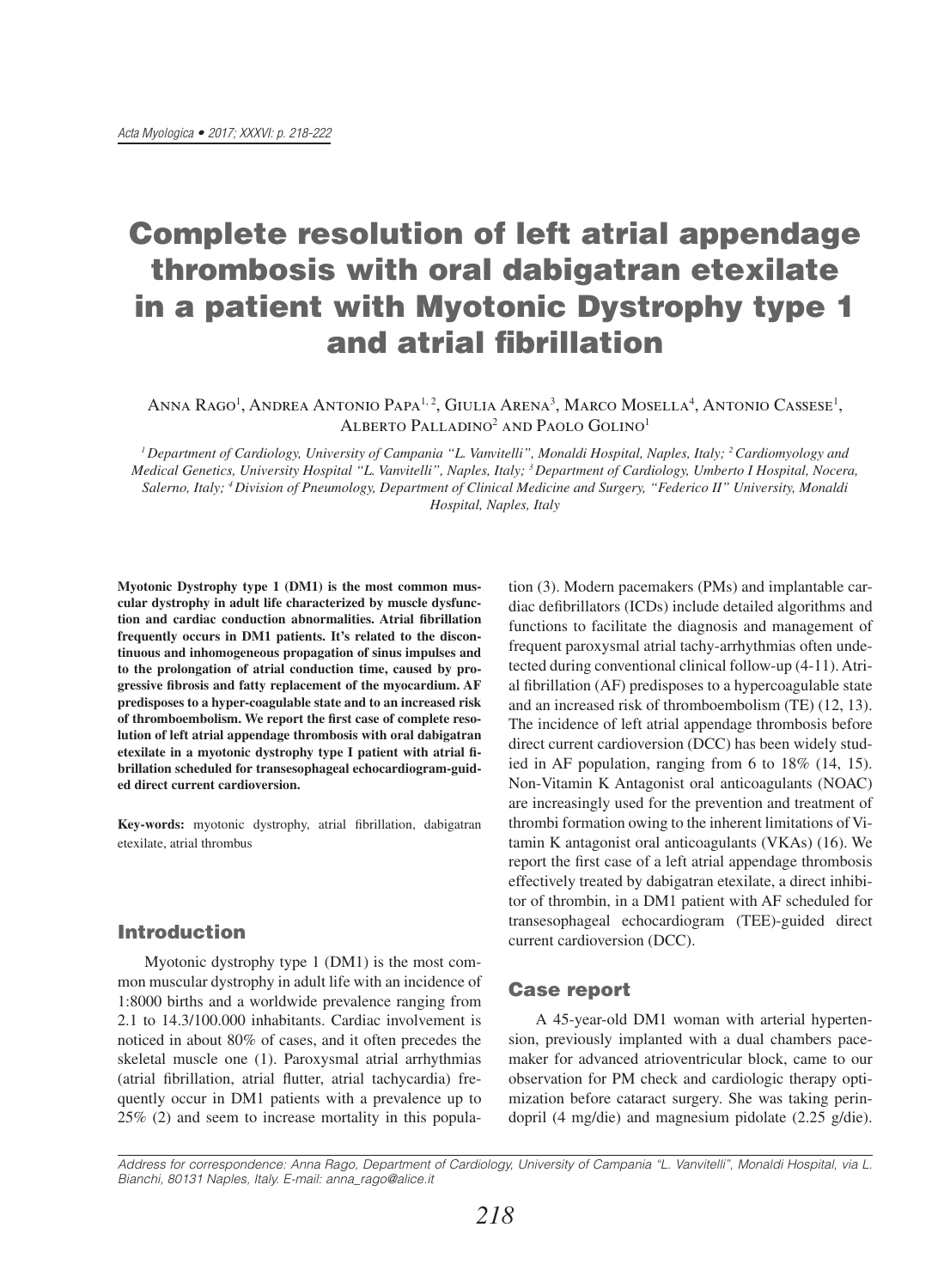# Complete resolution of left atrial appendage thrombosis with oral dabigatran etexilate in a patient with Myotonic Dystrophy type 1 and atrial fibrillation

Anna Rago[1], Andrea Antonio Papa[1,2], Giulia Arena[3], Marco Mosella[4], Antonio Cassese[1], Alberto Palladino[2] and Paolo Golino[1]

[1] Department of Cardiology, University of Campania "L. Vanvitelli", Monaldi Hospital, Naples, Italy; [2] Cardiomyology and Medical Genetics, University Hospital "L. Vanvitelli", Naples, Italy; [3] Department of Cardiology, Umberto I Hospital, Nocera, Salerno, Italy; [4] Division of Pneumology, Department of Clinical Medicine and Surgery, "Federico II" University, Monaldi Hospital, Naples, Italy

**Myotonic Dystrophy type 1 (DM1) is the most common muscular dystrophy in adult life characterized by muscle dysfunction and cardiac conduction abnormalities. Atrial fibrillation frequently occurs in DM1 patients. It's related to the discontinuous and inhomogeneous propagation of sinus impulses and to the prolongation of atrial conduction time, caused by progressive fibrosis and fatty replacement of the myocardium. AF predisposes to a hyper-coagulable state and to an increased risk of thromboembolism. We report the first case of complete resolution of left atrial appendage thrombosis with oral dabigatran etexilate in a myotonic dystrophy type I patient with atrial fibrillation scheduled for transesophageal echocardiogram-guided direct current cardioversion.**

**Key-words:** myotonic dystrophy, atrial fibrillation, dabigatran etexilate, atrial thrombus

## Introduction

Myotonic dystrophy type 1 (DM1) is the most common muscular dystrophy in adult life with an incidence of 1:8000 births and a worldwide prevalence ranging from 2.1 to 14.3/100.000 inhabitants. Cardiac involvement is noticed in about 80% of cases, and it often precedes the skeletal muscle one (1). Paroxysmal atrial arrhythmias (atrial fibrillation, atrial flutter, atrial tachycardia) frequently occur in DM1 patients with a prevalence up to 25% (2) and seem to increase mortality in this population (3). Modern pacemakers (PMs) and implantable cardiac defibrillators (ICDs) include detailed algorithms and functions to facilitate the diagnosis and management of frequent paroxysmal atrial tachy-arrhythmias often undetected during conventional clinical follow-up (4-11). Atrial fibrillation (AF) predisposes to a hypercoagulable state and an increased risk of thromboembolism (TE) (12, 13). The incidence of left atrial appendage thrombosis before direct current cardioversion (DCC) has been widely studied in AF population, ranging from 6 to 18% (14, 15). Non-Vitamin K Antagonist oral anticoagulants (NOAC) are increasingly used for the prevention and treatment of thrombi formation owing to the inherent limitations of Vitamin K antagonist oral anticoagulants (VKAs) (16). We report the first case of a left atrial appendage thrombosis effectively treated by dabigatran etexilate, a direct inhibitor of thrombin, in a DM1 patient with AF scheduled for transesophageal echocardiogram (TEE)-guided direct current cardioversion (DCC).

## Case report

A 45-year-old DM1 woman with arterial hypertension, previously implanted with a dual chambers pacemaker for advanced atrioventricular block, came to our observation for PM check and cardiologic therapy optimization before cataract surgery. She was taking perindopril (4 mg/die) and magnesium pidolate (2.25 g/die).

Address for correspondence: Anna Rago, Department of Cardiology, University of Campania "L. Vanvitelli", Monaldi Hospital, via L. Bianchi, 80131 Naples, Italy. E-mail: anna_rago@alice.it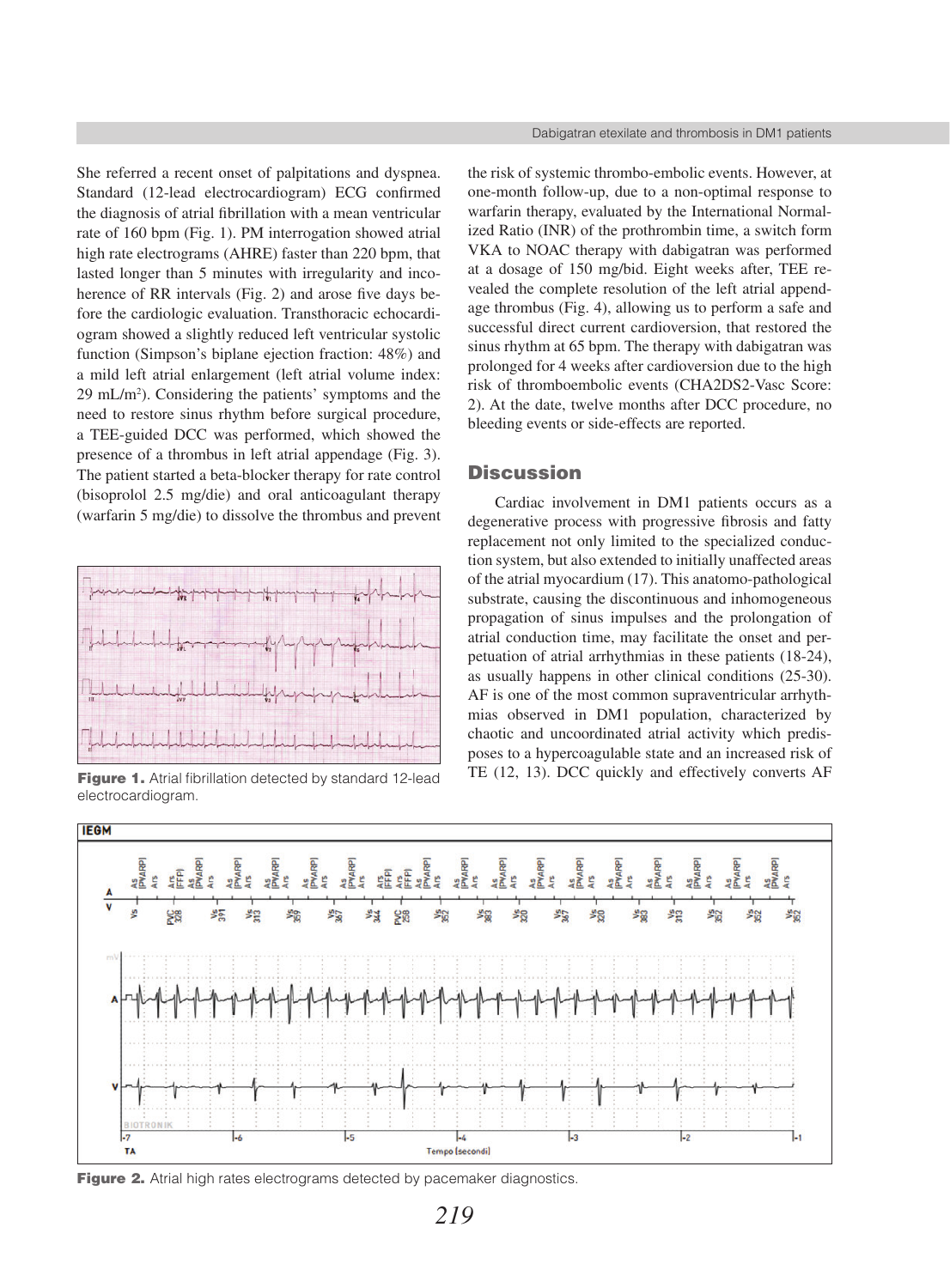She referred a recent onset of palpitations and dyspnea. Standard (12-lead electrocardiogram) ECG confirmed the diagnosis of atrial fibrillation with a mean ventricular rate of 160 bpm (Fig. 1). PM interrogation showed atrial high rate electrograms (AHRE) faster than 220 bpm, that lasted longer than 5 minutes with irregularity and incoherence of RR intervals (Fig. 2) and arose five days before the cardiologic evaluation. Transthoracic echocardiogram showed a slightly reduced left ventricular systolic function (Simpson's biplane ejection fraction: 48%) and a mild left atrial enlargement (left atrial volume index: 29 mL/m$^2$). Considering the patients' symptoms and the need to restore sinus rhythm before surgical procedure, a TEE-guided DCC was performed, which showed the presence of a thrombus in left atrial appendage (Fig. 3). The patient started a beta-blocker therapy for rate control (bisoprolol 2.5 mg/die) and oral anticoagulant therapy (warfarin 5 mg/die) to dissolve the thrombus and prevent the risk of systemic thrombo-embolic events. However, at one-month follow-up, due to a non-optimal response to warfarin therapy, evaluated by the International Normalized Ratio (INR) of the prothrombin time, a switch form VKA to NOAC therapy with dabigatran was performed at a dosage of 150 mg/bid. Eight weeks after, TEE revealed the complete resolution of the left atrial appendage thrombus (Fig. 4), allowing us to perform a safe and successful direct current cardioversion, that restored the sinus rhythm at 65 bpm. The therapy with dabigatran was prolonged for 4 weeks after cardioversion due to the high risk of thromboembolic events (CHA2DS2-Vasc Score: 2). At the date, twelve months after DCC procedure, no bleeding events or side-effects are reported.

**Figure 1.** Atrial fibrillation detected by standard 12-lead electrocardiogram.

## Discussion

Cardiac involvement in DM1 patients occurs as a degenerative process with progressive fibrosis and fatty replacement not only limited to the specialized conduction system, but also extended to initially unaffected areas of the atrial myocardium (17). This anatomo-pathological substrate, causing the discontinuous and inhomogeneous propagation of sinus impulses and the prolongation of atrial conduction time, may facilitate the onset and perpetuation of atrial arrhythmias in these patients (18-24), as usually happens in other clinical conditions (25-30). AF is one of the most common supraventricular arrhythmias observed in DM1 population, characterized by chaotic and uncoordinated atrial activity which predisposes to a hypercoagulable state and an increased risk of TE (12, 13). DCC quickly and effectively converts AF

**Figure 2.** Atrial high rates electrograms detected by pacemaker diagnostics.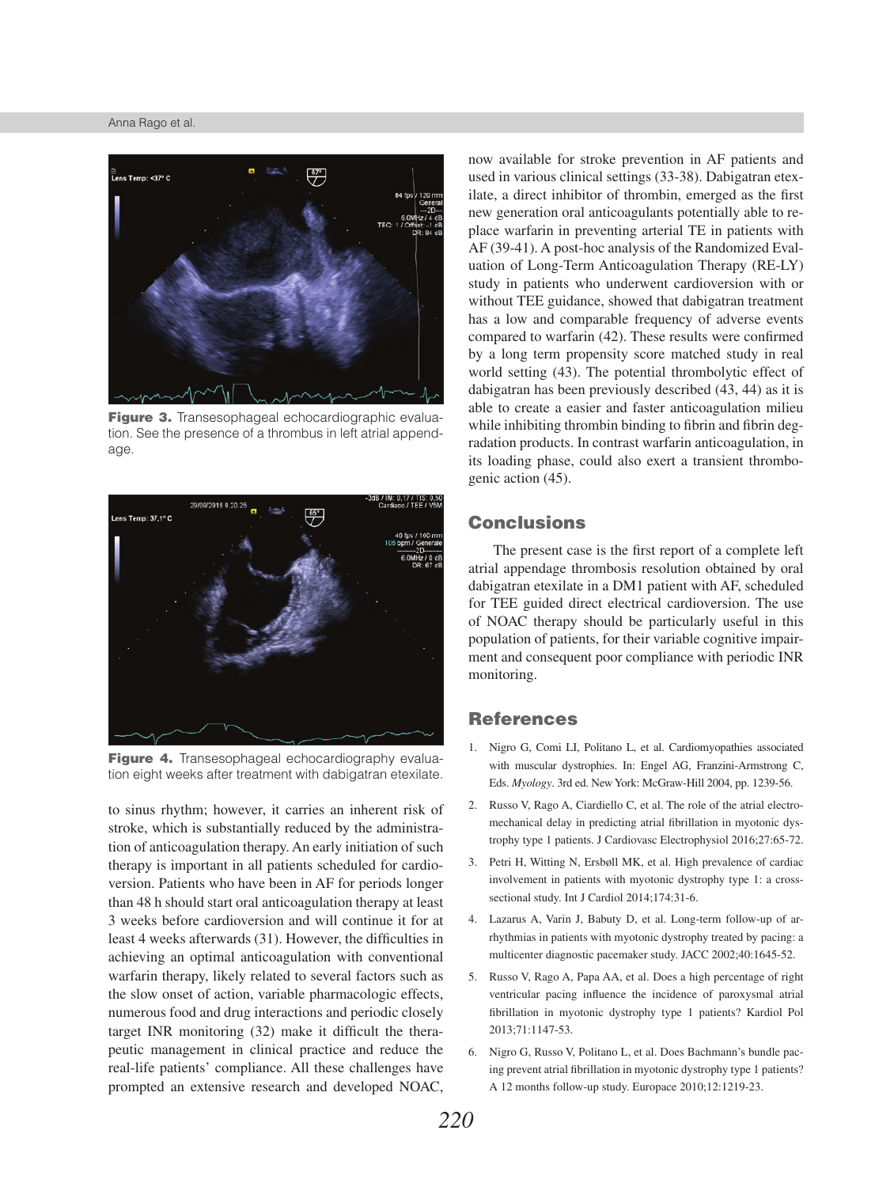**Figure 3.** Transesophageal echocardiographic evaluation. See the presence of a thrombus in left atrial appendage.

**Figure 4.** Transesophageal echocardiography evaluation eight weeks after treatment with dabigatran etexilate.

to sinus rhythm; however, it carries an inherent risk of stroke, which is substantially reduced by the administration of anticoagulation therapy. An early initiation of such therapy is important in all patients scheduled for cardioversion. Patients who have been in AF for periods longer than 48 h should start oral anticoagulation therapy at least 3 weeks before cardioversion and will continue it for at least 4 weeks afterwards (31). However, the difficulties in achieving an optimal anticoagulation with conventional warfarin therapy, likely related to several factors such as the slow onset of action, variable pharmacologic effects, numerous food and drug interactions and periodic closely target INR monitoring (32) make it difficult the therapeutic management in clinical practice and reduce the real-life patients' compliance. All these challenges have prompted an extensive research and developed NOAC, now available for stroke prevention in AF patients and used in various clinical settings (33-38). Dabigatran etexilate, a direct inhibitor of thrombin, emerged as the first new generation oral anticoagulants potentially able to replace warfarin in preventing arterial TE in patients with AF (39-41). A post-hoc analysis of the Randomized Evaluation of Long-Term Anticoagulation Therapy (RE-LY) study in patients who underwent cardioversion with or without TEE guidance, showed that dabigatran treatment has a low and comparable frequency of adverse events compared to warfarin (42). These results were confirmed by a long term propensity score matched study in real world setting (43). The potential thrombolytic effect of dabigatran has been previously described (43, 44) as it is able to create a easier and faster anticoagulation milieu while inhibiting thrombin binding to fibrin and fibrin degradation products. In contrast warfarin anticoagulation, in its loading phase, could also exert a transient thrombogenic action (45).

## Conclusions

The present case is the first report of a complete left atrial appendage thrombosis resolution obtained by oral dabigatran etexilate in a DM1 patient with AF, scheduled for TEE guided direct electrical cardioversion. The use of NOAC therapy should be particularly useful in this population of patients, for their variable cognitive impairment and consequent poor compliance with periodic INR monitoring.

## References

1. Nigro G, Comi LI, Politano L, et al. Cardiomyopathies associated with muscular dystrophies. In: Engel AG, Franzini-Armstrong C, Eds. *Myology*. 3rd ed. New York: McGraw-Hill 2004, pp. 1239-56.
2. Russo V, Rago A, Ciardiello C, et al. The role of the atrial electromechanical delay in predicting atrial fibrillation in myotonic dystrophy type 1 patients. J Cardiovasc Electrophysiol 2016;27:65-72.
3. Petri H, Witting N, Ersbøll MK, et al. High prevalence of cardiac involvement in patients with myotonic dystrophy type 1: a cross-sectional study. Int J Cardiol 2014;174:31-6.
4. Lazarus A, Varin J, Babuty D, et al. Long-term follow-up of arrhythmias in patients with myotonic dystrophy treated by pacing: a multicenter diagnostic pacemaker study. JACC 2002;40:1645-52.
5. Russo V, Rago A, Papa AA, et al. Does a high percentage of right ventricular pacing influence the incidence of paroxysmal atrial fibrillation in myotonic dystrophy type 1 patients? Kardiol Pol 2013;71:1147-53.
6. Nigro G, Russo V, Politano L, et al. Does Bachmann's bundle pacing prevent atrial fibrillation in myotonic dystrophy type 1 patients? A 12 months follow-up study. Europace 2010;12:1219-23.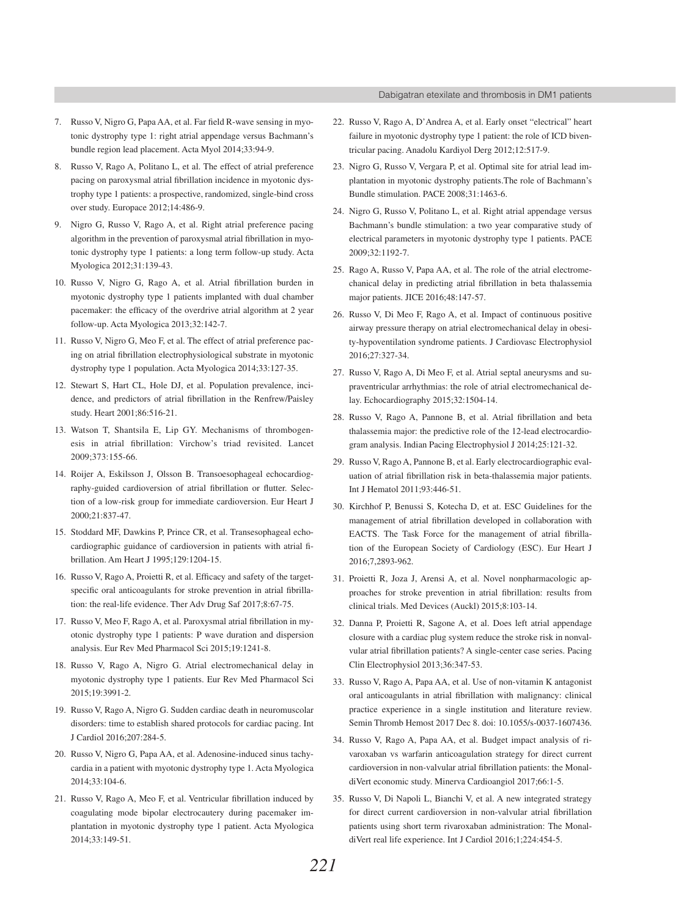7. Russo V, Nigro G, Papa AA, et al. Far field R-wave sensing in myotonic dystrophy type 1: right atrial appendage versus Bachmann's bundle region lead placement. Acta Myol 2014;33:94-9.
8. Russo V, Rago A, Politano L, et al. The effect of atrial preference pacing on paroxysmal atrial fibrillation incidence in myotonic dystrophy type 1 patients: a prospective, randomized, single-bind cross over study. Europace 2012;14:486-9.
9. Nigro G, Russo V, Rago A, et al. Right atrial preference pacing algorithm in the prevention of paroxysmal atrial fibrillation in myotonic dystrophy type 1 patients: a long term follow-up study. Acta Myologica 2012;31:139-43.
10. Russo V, Nigro G, Rago A, et al. Atrial fibrillation burden in myotonic dystrophy type 1 patients implanted with dual chamber pacemaker: the efficacy of the overdrive atrial algorithm at 2 year follow-up. Acta Myologica 2013;32:142-7.
11. Russo V, Nigro G, Meo F, et al. The effect of atrial preference pacing on atrial fibrillation electrophysiological substrate in myotonic dystrophy type 1 population. Acta Myologica 2014;33:127-35.
12. Stewart S, Hart CL, Hole DJ, et al. Population prevalence, incidence, and predictors of atrial fibrillation in the Renfrew/Paisley study. Heart 2001;86:516-21.
13. Watson T, Shantsila E, Lip GY. Mechanisms of thrombogenesis in atrial fibrillation: Virchow's triad revisited. Lancet 2009;373:155-66.
14. Roijer A, Eskilsson J, Olsson B. Transoesophageal echocardiography-guided cardioversion of atrial fibrillation or flutter. Selection of a low-risk group for immediate cardioversion. Eur Heart J 2000;21:837-47.
15. Stoddard MF, Dawkins P, Prince CR, et al. Transesophageal echocardiographic guidance of cardioversion in patients with atrial fibrillation. Am Heart J 1995;129:1204-15.
16. Russo V, Rago A, Proietti R, et al. Efficacy and safety of the target-specific oral anticoagulants for stroke prevention in atrial fibrillation: the real-life evidence. Ther Adv Drug Saf 2017;8:67-75.
17. Russo V, Meo F, Rago A, et al. Paroxysmal atrial fibrillation in myotonic dystrophy type 1 patients: P wave duration and dispersion analysis. Eur Rev Med Pharmacol Sci 2015;19:1241-8.
18. Russo V, Rago A, Nigro G. Atrial electromechanical delay in myotonic dystrophy type 1 patients. Eur Rev Med Pharmacol Sci 2015;19:3991-2.
19. Russo V, Rago A, Nigro G. Sudden cardiac death in neuromuscolar disorders: time to establish shared protocols for cardiac pacing. Int J Cardiol 2016;207:284-5.
20. Russo V, Nigro G, Papa AA, et al. Adenosine-induced sinus tachycardia in a patient with myotonic dystrophy type 1. Acta Myologica 2014;33:104-6.
21. Russo V, Rago A, Meo F, et al. Ventricular fibrillation induced by coagulating mode bipolar electrocautery during pacemaker implantation in myotonic dystrophy type 1 patient. Acta Myologica 2014;33:149-51.
22. Russo V, Rago A, D'Andrea A, et al. Early onset "electrical" heart failure in myotonic dystrophy type 1 patient: the role of ICD biventricular pacing. Anadolu Kardiyol Derg 2012;12:517-9.
23. Nigro G, Russo V, Vergara P, et al. Optimal site for atrial lead implantation in myotonic dystrophy patients.The role of Bachmann's Bundle stimulation. PACE 2008;31:1463-6.
24. Nigro G, Russo V, Politano L, et al. Right atrial appendage versus Bachmann's bundle stimulation: a two year comparative study of electrical parameters in myotonic dystrophy type 1 patients. PACE 2009;32:1192-7.
25. Rago A, Russo V, Papa AA, et al. The role of the atrial electromechanical delay in predicting atrial fibrillation in beta thalassemia major patients. JICE 2016;48:147-57.
26. Russo V, Di Meo F, Rago A, et al. Impact of continuous positive airway pressure therapy on atrial electromechanical delay in obesity-hypoventilation syndrome patients. J Cardiovasc Electrophysiol 2016;27:327-34.
27. Russo V, Rago A, Di Meo F, et al. Atrial septal aneurysms and supraventricular arrhythmias: the role of atrial electromechanical delay. Echocardiography 2015;32:1504-14.
28. Russo V, Rago A, Pannone B, et al. Atrial fibrillation and beta thalassemia major: the predictive role of the 12-lead electrocardiogram analysis. Indian Pacing Electrophysiol J 2014;25:121-32.
29. Russo V, Rago A, Pannone B, et al. Early electrocardiographic evaluation of atrial fibrillation risk in beta-thalassemia major patients. Int J Hematol 2011;93:446-51.
30. Kirchhof P, Benussi S, Kotecha D, et at. ESC Guidelines for the management of atrial fibrillation developed in collaboration with EACTS. The Task Force for the management of atrial fibrillation of the European Society of Cardiology (ESC). Eur Heart J 2016;7,2893-962.
31. Proietti R, Joza J, Arensi A, et al. Novel nonpharmacologic approaches for stroke prevention in atrial fibrillation: results from clinical trials. Med Devices (Auckl) 2015;8:103-14.
32. Danna P, Proietti R, Sagone A, et al. Does left atrial appendage closure with a cardiac plug system reduce the stroke risk in nonvalvular atrial fibrillation patients? A single-center case series. Pacing Clin Electrophysiol 2013;36:347-53.
33. Russo V, Rago A, Papa AA, et al. Use of non-vitamin K antagonist oral anticoagulants in atrial fibrillation with malignancy: clinical practice experience in a single institution and literature review. Semin Thromb Hemost 2017 Dec 8. doi: 10.1055/s-0037-1607436.
34. Russo V, Rago A, Papa AA, et al. Budget impact analysis of rivaroxaban vs warfarin anticoagulation strategy for direct current cardioversion in non-valvular atrial fibrillation patients: the MonaldiVert economic study. Minerva Cardioangiol 2017;66:1-5.
35. Russo V, Di Napoli L, Bianchi V, et al. A new integrated strategy for direct current cardioversion in non-valvular atrial fibrillation patients using short term rivaroxaban administration: The MonaldiVert real life experience. Int J Cardiol 2016;1;224:454-5.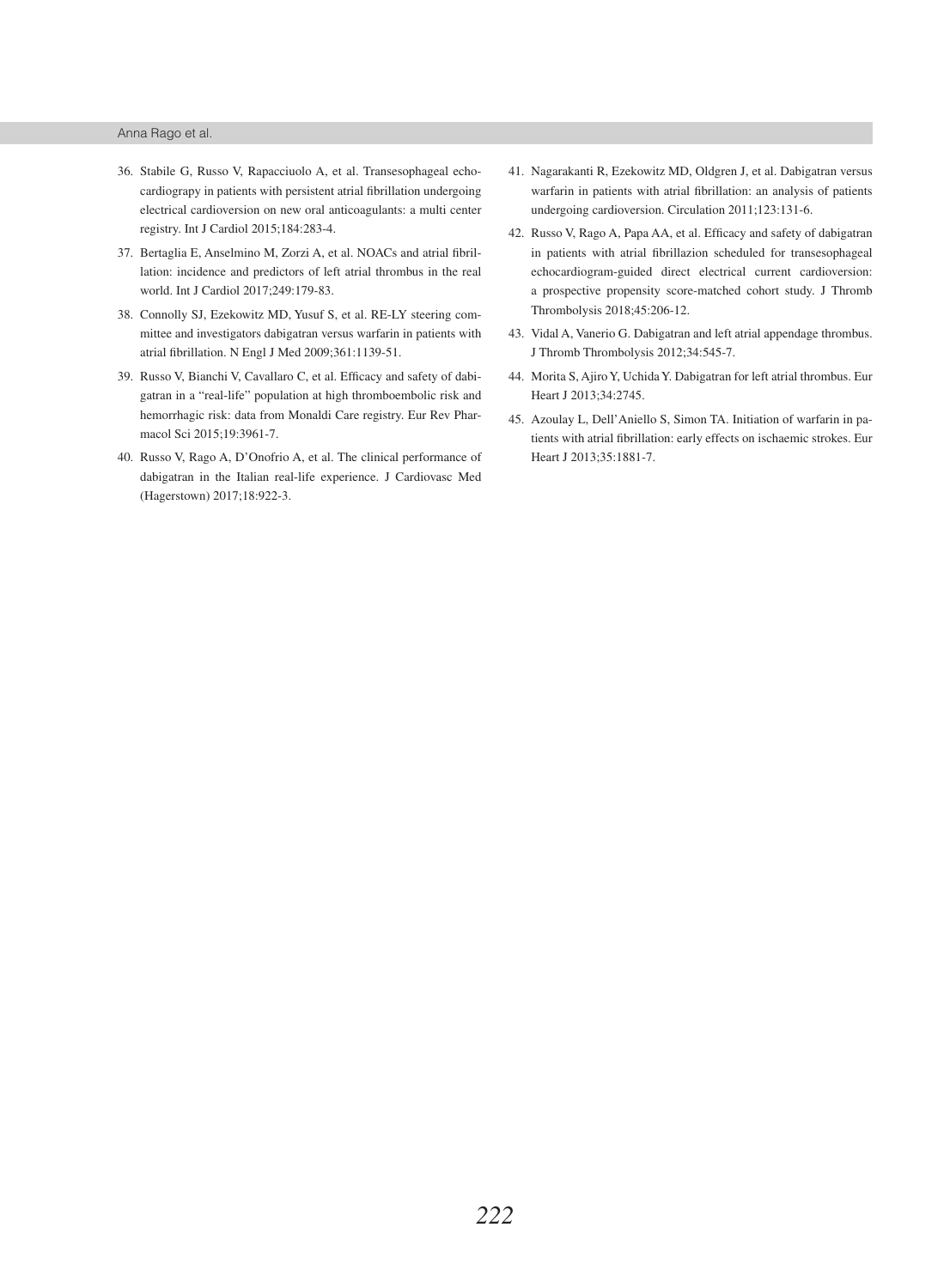36. Stabile G, Russo V, Rapacciuolo A, et al. Transesophageal echocardiograpy in patients with persistent atrial fibrillation undergoing electrical cardioversion on new oral anticoagulants: a multi center registry. Int J Cardiol 2015;184:283-4.

37. Bertaglia E, Anselmino M, Zorzi A, et al. NOACs and atrial fibrillation: incidence and predictors of left atrial thrombus in the real world. Int J Cardiol 2017;249:179-83.

38. Connolly SJ, Ezekowitz MD, Yusuf S, et al. RE-LY steering committee and investigators dabigatran versus warfarin in patients with atrial fibrillation. N Engl J Med 2009;361:1139-51.

39. Russo V, Bianchi V, Cavallaro C, et al. Efficacy and safety of dabigatran in a "real-life" population at high thromboembolic risk and hemorrhagic risk: data from Monaldi Care registry. Eur Rev Pharmacol Sci 2015;19:3961-7.

40. Russo V, Rago A, D'Onofrio A, et al. The clinical performance of dabigatran in the Italian real-life experience. J Cardiovasc Med (Hagerstown) 2017;18:922-3.

41. Nagarakanti R, Ezekowitz MD, Oldgren J, et al. Dabigatran versus warfarin in patients with atrial fibrillation: an analysis of patients undergoing cardioversion. Circulation 2011;123:131-6.

42. Russo V, Rago A, Papa AA, et al. Efficacy and safety of dabigatran in patients with atrial fibrillazion scheduled for transesophageal echocardiogram-guided direct electrical current cardioversion: a prospective propensity score-matched cohort study. J Thromb Thrombolysis 2018;45:206-12.

43. Vidal A, Vanerio G. Dabigatran and left atrial appendage thrombus. J Thromb Thrombolysis 2012;34:545-7.

44. Morita S, Ajiro Y, Uchida Y. Dabigatran for left atrial thrombus. Eur Heart J 2013;34:2745.

45. Azoulay L, Dell'Aniello S, Simon TA. Initiation of warfarin in patients with atrial fibrillation: early effects on ischaemic strokes. Eur Heart J 2013;35:1881-7.